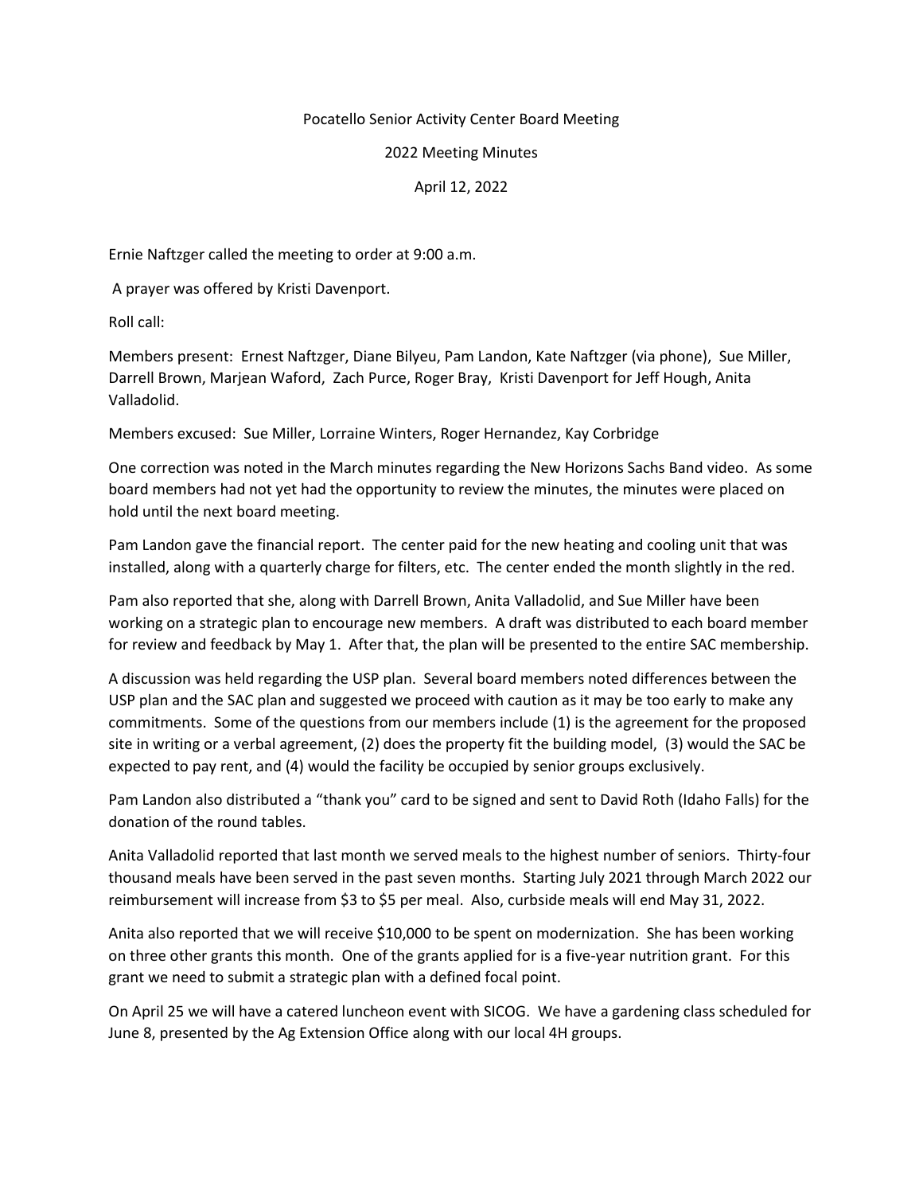Pocatello Senior Activity Center Board Meeting

2022 Meeting Minutes

April 12, 2022

Ernie Naftzger called the meeting to order at 9:00 a.m.

A prayer was offered by Kristi Davenport.

Roll call:

Members present: Ernest Naftzger, Diane Bilyeu, Pam Landon, Kate Naftzger (via phone), Sue Miller, Darrell Brown, Marjean Waford, Zach Purce, Roger Bray, Kristi Davenport for Jeff Hough, Anita Valladolid.

Members excused: Sue Miller, Lorraine Winters, Roger Hernandez, Kay Corbridge

One correction was noted in the March minutes regarding the New Horizons Sachs Band video. As some board members had not yet had the opportunity to review the minutes, the minutes were placed on hold until the next board meeting.

Pam Landon gave the financial report. The center paid for the new heating and cooling unit that was installed, along with a quarterly charge for filters, etc. The center ended the month slightly in the red.

Pam also reported that she, along with Darrell Brown, Anita Valladolid, and Sue Miller have been working on a strategic plan to encourage new members. A draft was distributed to each board member for review and feedback by May 1. After that, the plan will be presented to the entire SAC membership.

A discussion was held regarding the USP plan. Several board members noted differences between the USP plan and the SAC plan and suggested we proceed with caution as it may be too early to make any commitments. Some of the questions from our members include (1) is the agreement for the proposed site in writing or a verbal agreement, (2) does the property fit the building model, (3) would the SAC be expected to pay rent, and (4) would the facility be occupied by senior groups exclusively.

Pam Landon also distributed a "thank you" card to be signed and sent to David Roth (Idaho Falls) for the donation of the round tables.

Anita Valladolid reported that last month we served meals to the highest number of seniors. Thirty-four thousand meals have been served in the past seven months. Starting July 2021 through March 2022 our reimbursement will increase from $3 to $5 per meal. Also, curbside meals will end May 31, 2022.

Anita also reported that we will receive $10,000 to be spent on modernization. She has been working on three other grants this month. One of the grants applied for is a five-year nutrition grant. For this grant we need to submit a strategic plan with a defined focal point.

On April 25 we will have a catered luncheon event with SICOG. We have a gardening class scheduled for June 8, presented by the Ag Extension Office along with our local 4H groups.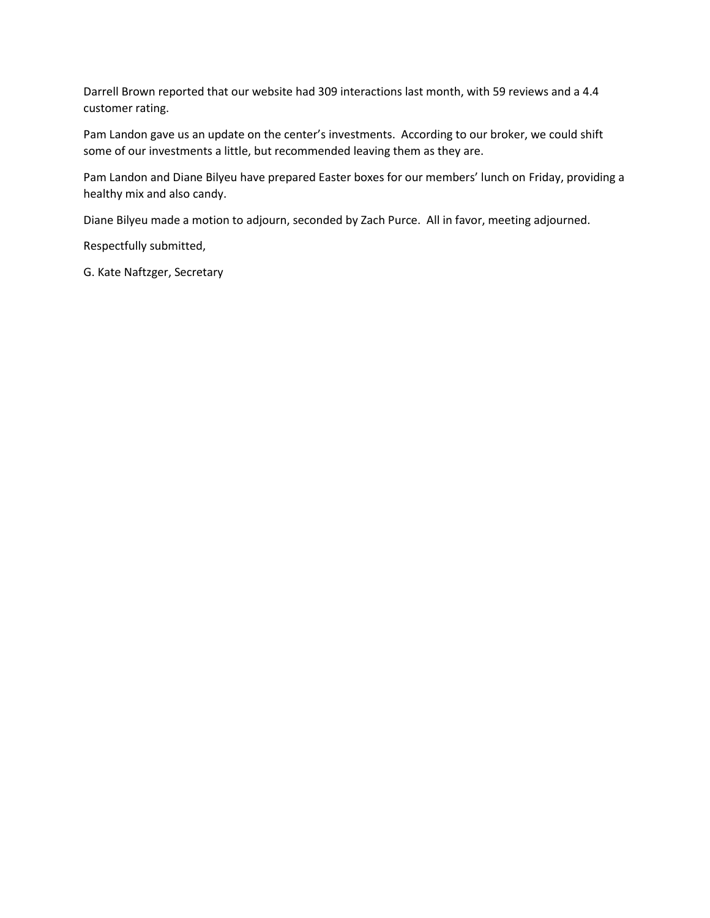Darrell Brown reported that our website had 309 interactions last month, with 59 reviews and a 4.4 customer rating.

Pam Landon gave us an update on the center's investments. According to our broker, we could shift some of our investments a little, but recommended leaving them as they are.

Pam Landon and Diane Bilyeu have prepared Easter boxes for our members' lunch on Friday, providing a healthy mix and also candy.

Diane Bilyeu made a motion to adjourn, seconded by Zach Purce. All in favor, meeting adjourned.

Respectfully submitted,

G. Kate Naftzger, Secretary